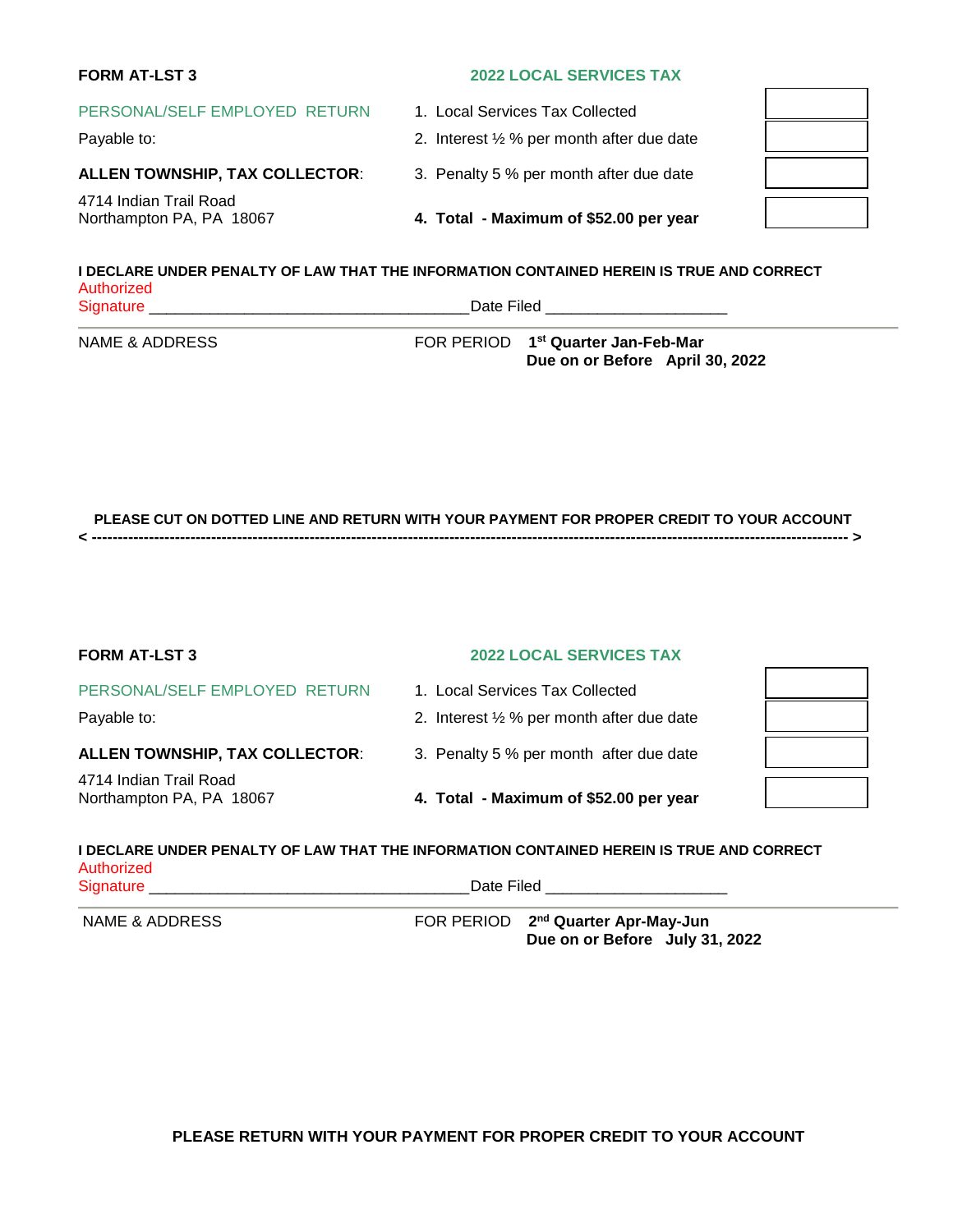**FORM AT-LST 3**

**2022 LOCAL SERVICES TAX**

PERSONAL/SELF EMPLOYED RETURN

Payable to:

**ALLEN TOWNSHIP, TAX COLLECTOR**:

4714 Indian Trail Road
Northampton PA, PA 18067

| | |
|---|---|
| 1. Local Services Tax Collected | |
| 2. Interest ½ % per month after due date | |
| 3. Penalty 5 % per month after due date | |
| **4. Total - Maximum of $52.00 per year** | |

**I DECLARE UNDER PENALTY OF LAW THAT THE INFORMATION CONTAINED HEREIN IS TRUE AND CORRECT**

Authorized Signature ____________________________________ Date Filed ____________________

NAME & ADDRESS

FOR PERIOD **1st Quarter Jan-Feb-Mar**
**Due on or Before April 30, 2022**

**PLEASE CUT ON DOTTED LINE AND RETURN WITH YOUR PAYMENT FOR PROPER CREDIT TO YOUR ACCOUNT**

< -------------------------------------------------------------------------------------------------------- >

**FORM AT-LST 3**

**2022 LOCAL SERVICES TAX**

PERSONAL/SELF EMPLOYED RETURN

Payable to:

**ALLEN TOWNSHIP, TAX COLLECTOR**:

4714 Indian Trail Road
Northampton PA, PA 18067

| | |
|---|---|
| 1. Local Services Tax Collected | |
| 2. Interest ½ % per month after due date | |
| 3. Penalty 5 % per month after due date | |
| **4. Total - Maximum of $52.00 per year** | |

**I DECLARE UNDER PENALTY OF LAW THAT THE INFORMATION CONTAINED HEREIN IS TRUE AND CORRECT**

Authorized Signature ____________________________________ Date Filed ____________________

NAME & ADDRESS

FOR PERIOD **2nd Quarter Apr-May-Jun**
**Due on or Before July 31, 2022**

**PLEASE RETURN WITH YOUR PAYMENT FOR PROPER CREDIT TO YOUR ACCOUNT**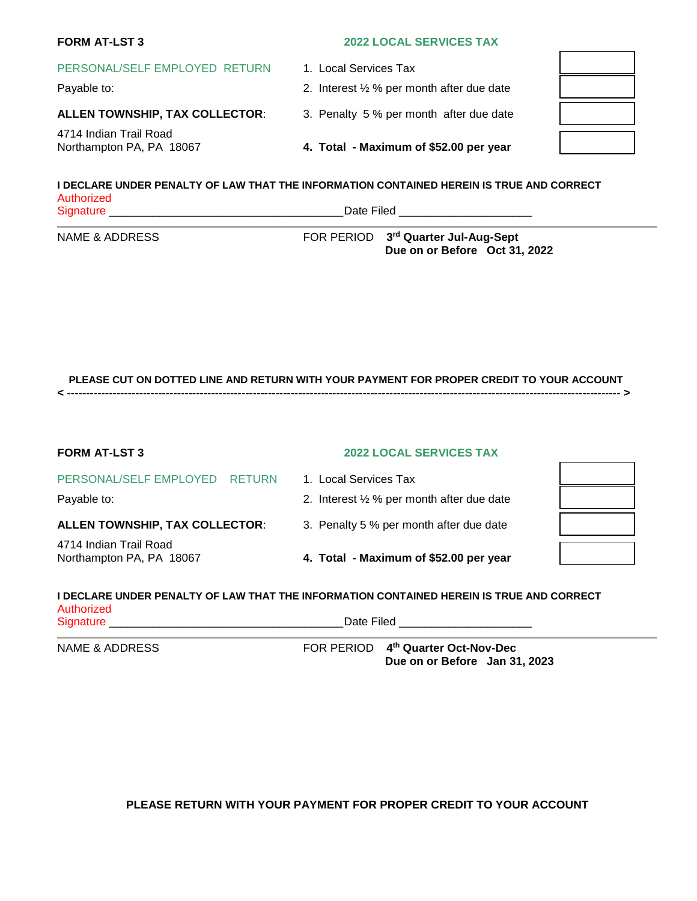**FORM AT-LST 3**

**2022 LOCAL SERVICES TAX**

PERSONAL/SELF EMPLOYED RETURN

Payable to:

**ALLEN TOWNSHIP, TAX COLLECTOR**:

4714 Indian Trail Road
Northampton PA, PA 18067

| | |
|---|---|
| 1. Local Services Tax | |
| 2. Interest ½ % per month after due date | |
| 3. Penalty 5 % per month after due date | |
| **4. Total - Maximum of $52.00 per year** | |

**I DECLARE UNDER PENALTY OF LAW THAT THE INFORMATION CONTAINED HEREIN IS TRUE AND CORRECT**

Authorized Signature ___________________________________ Date Filed ____________________

NAME & ADDRESS

FOR PERIOD **3rd Quarter Jul-Aug-Sept**
**Due on or Before Oct 31, 2022**

**PLEASE CUT ON DOTTED LINE AND RETURN WITH YOUR PAYMENT FOR PROPER CREDIT TO YOUR ACCOUNT**

**< ------------------------------------------------------------------------------------------------ >**

**FORM AT-LST 3**

**2022 LOCAL SERVICES TAX**

PERSONAL/SELF EMPLOYED RETURN

Payable to:

**ALLEN TOWNSHIP, TAX COLLECTOR**:

4714 Indian Trail Road
Northampton PA, PA 18067

| | |
|---|---|
| 1. Local Services Tax | |
| 2. Interest ½ % per month after due date | |
| 3. Penalty 5 % per month after due date | |
| **4. Total - Maximum of $52.00 per year** | |

**I DECLARE UNDER PENALTY OF LAW THAT THE INFORMATION CONTAINED HEREIN IS TRUE AND CORRECT**

Authorized Signature ___________________________________ Date Filed ____________________

NAME & ADDRESS

FOR PERIOD **4th Quarter Oct-Nov-Dec**
**Due on or Before Jan 31, 2023**

**PLEASE RETURN WITH YOUR PAYMENT FOR PROPER CREDIT TO YOUR ACCOUNT**